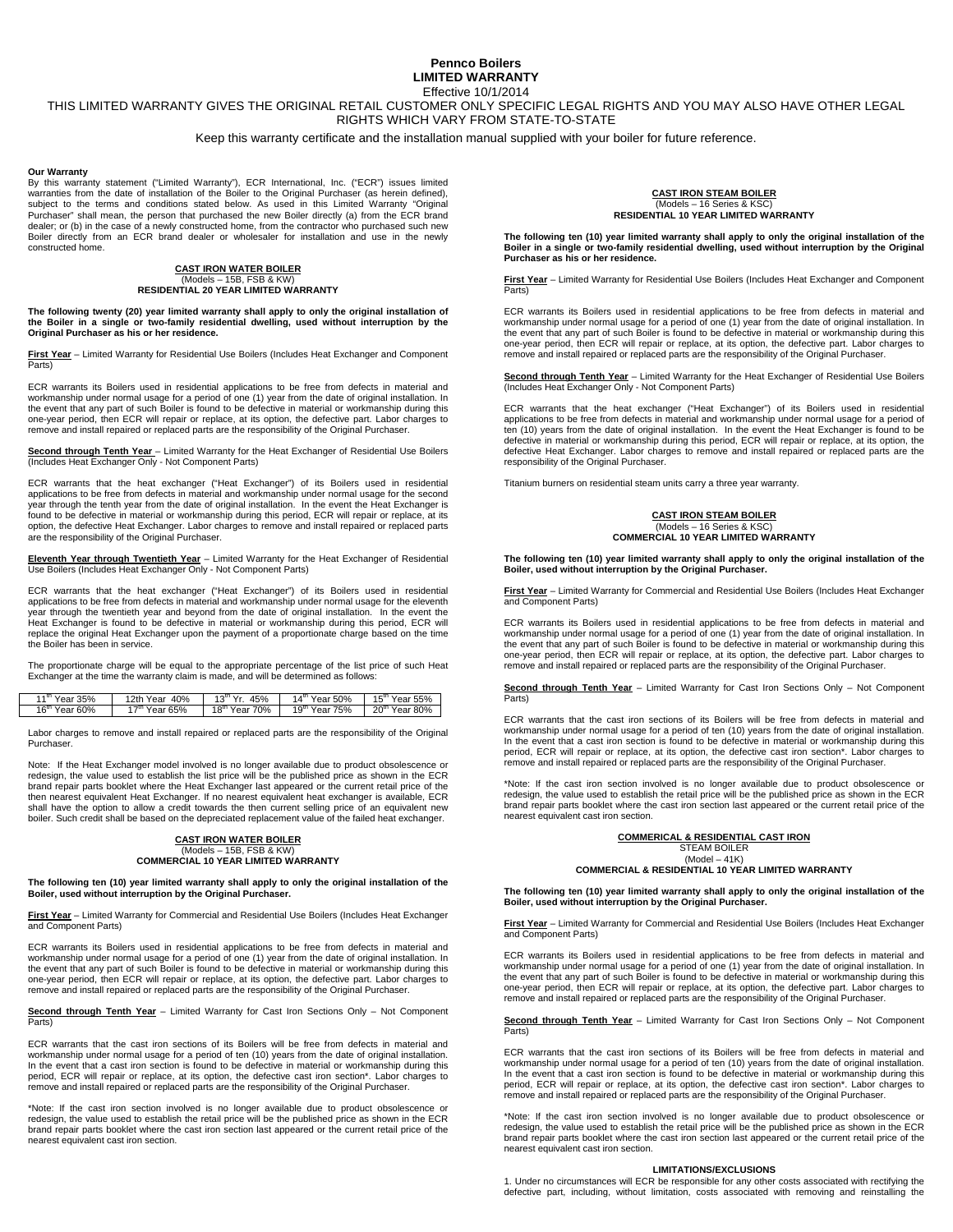# Pennco Boilers
## LIMITED WARRANTY

Effective 10/1/2014

THIS LIMITED WARRANTY GIVES THE ORIGINAL RETAIL CUSTOMER ONLY SPECIFIC LEGAL RIGHTS AND YOU MAY ALSO HAVE OTHER LEGAL RIGHTS WHICH VARY FROM STATE-TO-STATE

Keep this warranty certificate and the installation manual supplied with your boiler for future reference.

**Our Warranty**

By this warranty statement ("Limited Warranty"), ECR International, Inc. ("ECR") issues limited warranties from the date of installation of the Boiler to the Original Purchaser (as herein defined), subject to the terms and conditions stated below. As used in this Limited Warranty "Original Purchaser" shall mean, the person that purchased the new Boiler directly (a) from the ECR brand dealer; or (b) in the case of a newly constructed home, from the contractor who purchased such new Boiler directly from an ECR brand dealer or wholesaler for installation and use in the newly constructed home.

### CAST IRON WATER BOILER
(Models – 15B, FSB & KW)
**RESIDENTIAL 20 YEAR LIMITED WARRANTY**

**The following twenty (20) year limited warranty shall apply to only the original installation of the Boiler in a single or two-family residential dwelling, used without interruption by the Original Purchaser as his or her residence.**

**First Year** – Limited Warranty for Residential Use Boilers (Includes Heat Exchanger and Component Parts)

ECR warrants its Boilers used in residential applications to be free from defects in material and workmanship under normal usage for a period of one (1) year from the date of original installation. In the event that any part of such Boiler is found to be defective in material or workmanship during this one-year period, then ECR will repair or replace, at its option, the defective part. Labor charges to remove and install repaired or replaced parts are the responsibility of the Original Purchaser.

**Second through Tenth Year** – Limited Warranty for the Heat Exchanger of Residential Use Boilers (Includes Heat Exchanger Only - Not Component Parts)

ECR warrants that the heat exchanger ("Heat Exchanger") of its Boilers used in residential applications to be free from defects in material and workmanship under normal usage for the second year through the tenth year from the date of original installation. In the event the Heat Exchanger is found to be defective in material or workmanship during this period, ECR will repair or replace, at its option, the defective Heat Exchanger. Labor charges to remove and install repaired or replaced parts are the responsibility of the Original Purchaser.

**Eleventh Year through Twentieth Year** – Limited Warranty for the Heat Exchanger of Residential Use Boilers (Includes Heat Exchanger Only - Not Component Parts)

ECR warrants that the heat exchanger ("Heat Exchanger") of its Boilers used in residential applications to be free from defects in material and workmanship under normal usage for the eleventh year through the twentieth year and beyond from the date of original installation. In the event the Heat Exchanger is found to be defective in material or workmanship during this period, ECR will replace the original Heat Exchanger upon the payment of a proportionate charge based on the time the Boiler has been in service.

The proportionate charge will be equal to the appropriate percentage of the list price of such Heat Exchanger at the time the warranty claim is made, and will be determined as follows:

| | | | | |
|---|---|---|---|---|
| 11th Year 35% | 12th Year 40% | 13th Yr. 45% | 14th Year 50% | 15th Year 55% |
| 16th Year 60% | 17th Year 65% | 18th Year 70% | 19th Year 75% | 20th Year 80% |

Labor charges to remove and install repaired or replaced parts are the responsibility of the Original Purchaser.

Note: If the Heat Exchanger model involved is no longer available due to product obsolescence or redesign, the value used to establish the list price will be the published price as shown in the ECR brand repair parts booklet where the Heat Exchanger last appeared or the current retail price of the then nearest equivalent Heat Exchanger. If no nearest equivalent heat exchanger is available, ECR shall have the option to allow a credit towards the then current selling price of an equivalent new boiler. Such credit shall be based on the depreciated replacement value of the failed heat exchanger.

### CAST IRON WATER BOILER
(Models – 15B, FSB & KW)
**COMMERCIAL 10 YEAR LIMITED WARRANTY**

**The following ten (10) year limited warranty shall apply to only the original installation of the Boiler, used without interruption by the Original Purchaser.**

**First Year** – Limited Warranty for Commercial and Residential Use Boilers (Includes Heat Exchanger and Component Parts)

ECR warrants its Boilers used in residential applications to be free from defects in material and workmanship under normal usage for a period of one (1) year from the date of original installation. In the event that any part of such Boiler is found to be defective in material or workmanship during this one-year period, then ECR will repair or replace, at its option, the defective part. Labor charges to remove and install repaired or replaced parts are the responsibility of the Original Purchaser.

**Second through Tenth Year** – Limited Warranty for Cast Iron Sections Only – Not Component Parts)

ECR warrants that the cast iron sections of its Boilers will be free from defects in material and workmanship under normal usage for a period of ten (10) years from the date of original installation. In the event that a cast iron section is found to be defective in material or workmanship during this period, ECR will repair or replace, at its option, the defective cast iron section*. Labor charges to remove and install repaired or replaced parts are the responsibility of the Original Purchaser.

*Note: If the cast iron section involved is no longer available due to product obsolescence or redesign, the value used to establish the retail price will be the published price as shown in the ECR brand repair parts booklet where the cast iron section last appeared or the current retail price of the nearest equivalent cast iron section.

### CAST IRON STEAM BOILER
(Models – 16 Series & KSC)
**RESIDENTIAL 10 YEAR LIMITED WARRANTY**

**The following ten (10) year limited warranty shall apply to only the original installation of the Boiler in a single or two-family residential dwelling, used without interruption by the Original Purchaser as his or her residence.**

**First Year** – Limited Warranty for Residential Use Boilers (Includes Heat Exchanger and Component Parts)

ECR warrants its Boilers used in residential applications to be free from defects in material and workmanship under normal usage for a period of one (1) year from the date of original installation. In the event that any part of such Boiler is found to be defective in material or workmanship during this one-year period, then ECR will repair or replace, at its option, the defective part. Labor charges to remove and install repaired or replaced parts are the responsibility of the Original Purchaser.

**Second through Tenth Year** – Limited Warranty for the Heat Exchanger of Residential Use Boilers (Includes Heat Exchanger Only - Not Component Parts)

ECR warrants that the heat exchanger ("Heat Exchanger") of its Boilers used in residential applications to be free from defects in material and workmanship under normal usage for a period of ten (10) years from the date of original installation. In the event the Heat Exchanger is found to be defective in material or workmanship during this period, ECR will repair or replace, at its option, the defective Heat Exchanger. Labor charges to remove and install repaired or replaced parts are the responsibility of the Original Purchaser.

Titanium burners on residential steam units carry a three year warranty.

### CAST IRON STEAM BOILER
(Models – 16 Series & KSC)
**COMMERCIAL 10 YEAR LIMITED WARRANTY**

**The following ten (10) year limited warranty shall apply to only the original installation of the Boiler, used without interruption by the Original Purchaser.**

**First Year** – Limited Warranty for Commercial and Residential Use Boilers (Includes Heat Exchanger and Component Parts)

ECR warrants its Boilers used in residential applications to be free from defects in material and workmanship under normal usage for a period of one (1) year from the date of original installation. In the event that any part of such Boiler is found to be defective in material or workmanship during this one-year period, then ECR will repair or replace, at its option, the defective part. Labor charges to remove and install repaired or replaced parts are the responsibility of the Original Purchaser.

**Second through Tenth Year** – Limited Warranty for Cast Iron Sections Only – Not Component Parts)

ECR warrants that the cast iron sections of its Boilers will be free from defects in material and workmanship under normal usage for a period of ten (10) years from the date of original installation. In the event that a cast iron section is found to be defective in material or workmanship during this period, ECR will repair or replace, at its option, the defective cast iron section*. Labor charges to remove and install repaired or replaced parts are the responsibility of the Original Purchaser.

*Note: If the cast iron section involved is no longer available due to product obsolescence or redesign, the value used to establish the retail price will be the published price as shown in the ECR brand repair parts booklet where the cast iron section last appeared or the current retail price of the nearest equivalent cast iron section.

### COMMERICAL & RESIDENTIAL CAST IRON
STEAM BOILER
(Model – 41K)
**COMMERCIAL & RESIDENTIAL 10 YEAR LIMITED WARRANTY**

**The following ten (10) year limited warranty shall apply to only the original installation of the Boiler, used without interruption by the Original Purchaser.**

**First Year** – Limited Warranty for Commercial and Residential Use Boilers (Includes Heat Exchanger and Component Parts)

ECR warrants its Boilers used in residential applications to be free from defects in material and workmanship under normal usage for a period of one (1) year from the date of original installation. In the event that any part of such Boiler is found to be defective in material or workmanship during this one-year period, then ECR will repair or replace, at its option, the defective part. Labor charges to remove and install repaired or replaced parts are the responsibility of the Original Purchaser.

**Second through Tenth Year** – Limited Warranty for Cast Iron Sections Only – Not Component Parts)

ECR warrants that the cast iron sections of its Boilers will be free from defects in material and workmanship under normal usage for a period of ten (10) years from the date of original installation. In the event that a cast iron section is found to be defective in material or workmanship during this period, ECR will repair or replace, at its option, the defective cast iron section*. Labor charges to remove and install repaired or replaced parts are the responsibility of the Original Purchaser.

*Note: If the cast iron section involved is no longer available due to product obsolescence or redesign, the value used to establish the retail price will be the published price as shown in the ECR brand repair parts booklet where the cast iron section last appeared or the current retail price of the nearest equivalent cast iron section.

### LIMITATIONS/EXCLUSIONS

1. Under no circumstances will ECR be responsible for any other costs associated with rectifying the defective part, including, without limitation, costs associated with removing and reinstalling the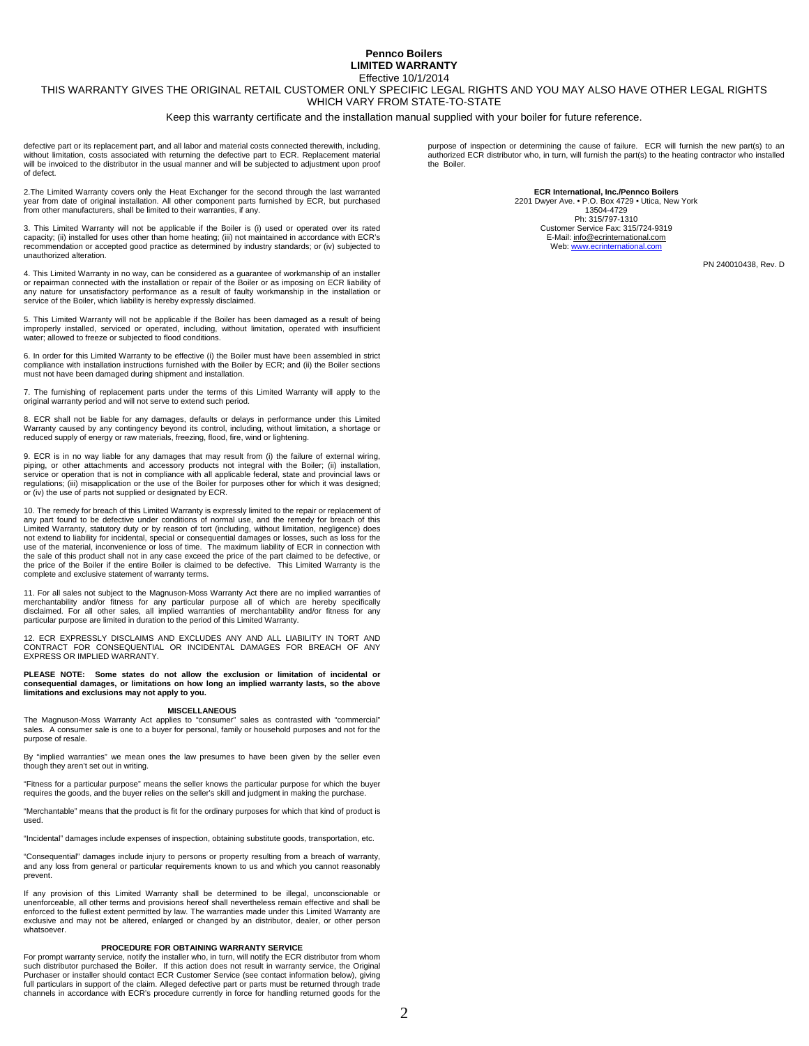**Pennco Boilers**
**LIMITED WARRANTY**
Effective 10/1/2014

THIS WARRANTY GIVES THE ORIGINAL RETAIL CUSTOMER ONLY SPECIFIC LEGAL RIGHTS AND YOU MAY ALSO HAVE OTHER LEGAL RIGHTS WHICH VARY FROM STATE-TO-STATE

Keep this warranty certificate and the installation manual supplied with your boiler for future reference.

defective part or its replacement part, and all labor and material costs connected therewith, including, without limitation, costs associated with returning the defective part to ECR. Replacement material will be invoiced to the distributor in the usual manner and will be subjected to adjustment upon proof of defect.

2.The Limited Warranty covers only the Heat Exchanger for the second through the last warranted year from date of original installation. All other component parts furnished by ECR, but purchased from other manufacturers, shall be limited to their warranties, if any.

3. This Limited Warranty will not be applicable if the Boiler is (i) used or operated over its rated capacity; (ii) installed for uses other than home heating; (iii) not maintained in accordance with ECR's recommendation or accepted good practice as determined by industry standards; or (iv) subjected to unauthorized alteration.

4. This Limited Warranty in no way, can be considered as a guarantee of workmanship of an installer or repairman connected with the installation or repair of the Boiler or as imposing on ECR liability of any nature for unsatisfactory performance as a result of faulty workmanship in the installation or service of the Boiler, which liability is hereby expressly disclaimed.

5. This Limited Warranty will not be applicable if the Boiler has been damaged as a result of being improperly installed, serviced or operated, including, without limitation, operated with insufficient water; allowed to freeze or subjected to flood conditions.

6. In order for this Limited Warranty to be effective (i) the Boiler must have been assembled in strict compliance with installation instructions furnished with the Boiler by ECR; and (ii) the Boiler sections must not have been damaged during shipment and installation.

7. The furnishing of replacement parts under the terms of this Limited Warranty will apply to the original warranty period and will not serve to extend such period.

8. ECR shall not be liable for any damages, defaults or delays in performance under this Limited Warranty caused by any contingency beyond its control, including, without limitation, a shortage or reduced supply of energy or raw materials, freezing, flood, fire, wind or lightening.

9. ECR is in no way liable for any damages that may result from (i) the failure of external wiring, piping, or other attachments and accessory products not integral with the Boiler; (ii) installation, service or operation that is not in compliance with all applicable federal, state and provincial laws or regulations; (iii) misapplication or the use of the Boiler for purposes other for which it was designed; or (iv) the use of parts not supplied or designated by ECR.

10. The remedy for breach of this Limited Warranty is expressly limited to the repair or replacement of any part found to be defective under conditions of normal use, and the remedy for breach of this Limited Warranty, statutory duty or by reason of tort (including, without limitation, negligence) does not extend to liability for incidental, special or consequential damages or losses, such as loss for the use of the material, inconvenience or loss of time. The maximum liability of ECR in connection with the sale of this product shall not in any case exceed the price of the part claimed to be defective, or the price of the Boiler if the entire Boiler is claimed to be defective. This Limited Warranty is the complete and exclusive statement of warranty terms.

11. For all sales not subject to the Magnuson-Moss Warranty Act there are no implied warranties of merchantability and/or fitness for any particular purpose all of which are hereby specifically disclaimed. For all other sales, all implied warranties of merchantability and/or fitness for any particular purpose are limited in duration to the period of this Limited Warranty.

12. ECR EXPRESSLY DISCLAIMS AND EXCLUDES ANY AND ALL LIABILITY IN TORT AND CONTRACT FOR CONSEQUENTIAL OR INCIDENTAL DAMAGES FOR BREACH OF ANY EXPRESS OR IMPLIED WARRANTY.

**PLEASE NOTE: Some states do not allow the exclusion or limitation of incidental or consequential damages, or limitations on how long an implied warranty lasts, so the above limitations and exclusions may not apply to you.**

**MISCELLANEOUS**

The Magnuson-Moss Warranty Act applies to "consumer" sales as contrasted with "commercial" sales. A consumer sale is one to a buyer for personal, family or household purposes and not for the purpose of resale.

By "implied warranties" we mean ones the law presumes to have been given by the seller even though they aren't set out in writing.

"Fitness for a particular purpose" means the seller knows the particular purpose for which the buyer requires the goods, and the buyer relies on the seller's skill and judgment in making the purchase.

"Merchantable" means that the product is fit for the ordinary purposes for which that kind of product is used.

"Incidental" damages include expenses of inspection, obtaining substitute goods, transportation, etc.

"Consequential" damages include injury to persons or property resulting from a breach of warranty, and any loss from general or particular requirements known to us and which you cannot reasonably prevent.

If any provision of this Limited Warranty shall be determined to be illegal, unconscionable or unenforceable, all other terms and provisions hereof shall nevertheless remain effective and shall be enforced to the fullest extent permitted by law. The warranties made under this Limited Warranty are exclusive and may not be altered, enlarged or changed by an distributor, dealer, or other person whatsoever.

**PROCEDURE FOR OBTAINING WARRANTY SERVICE**

For prompt warranty service, notify the installer who, in turn, will notify the ECR distributor from whom such distributor purchased the Boiler. If this action does not result in warranty service, the Original Purchaser or installer should contact ECR Customer Service (see contact information below), giving full particulars in support of the claim. Alleged defective part or parts must be returned through trade channels in accordance with ECR's procedure currently in force for handling returned goods for the purpose of inspection or determining the cause of failure. ECR will furnish the new part(s) to an authorized ECR distributor who, in turn, will furnish the part(s) to the heating contractor who installed the Boiler.

**ECR International, Inc./Pennco Boilers**
2201 Dwyer Ave. • P.O. Box 4729 • Utica, New York
13504-4729
Ph: 315/797-1310
Customer Service Fax: 315/724-9319
E-Mail: info@ecrinternational.com
Web: www.ecrinternational.com

PN 240010438, Rev. D